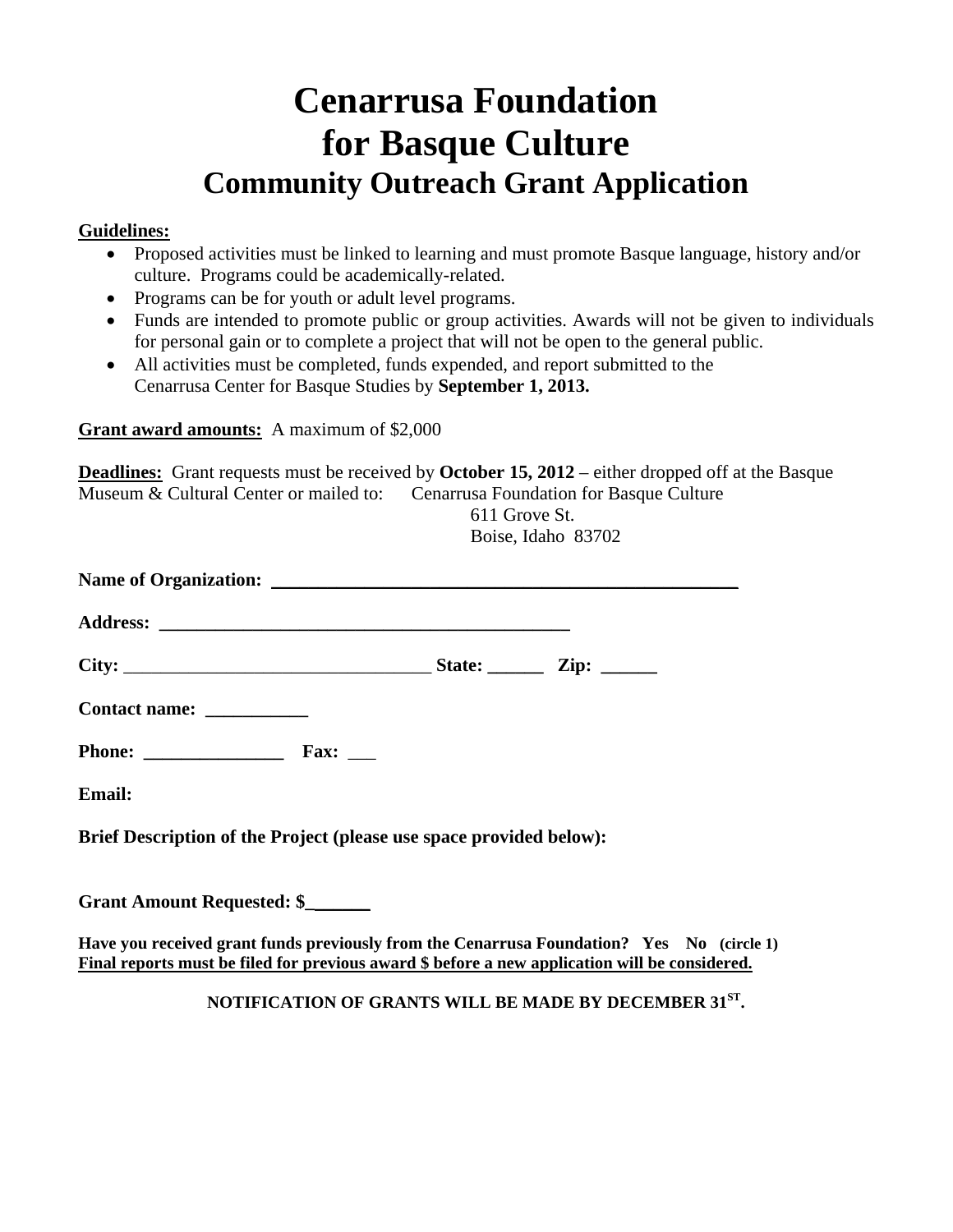# Cenarrusa Foundation for Basque Culture

## Community Outreach Grant Application

**Guidelines:**

- Proposed activities must be linked to learning and must promote Basque language, history and/or culture. Programs could be academically-related.
- Programs can be for youth or adult level programs.
- Funds are intended to promote public or group activities. Awards will not be given to individuals for personal gain or to complete a project that will not be open to the general public.
- All activities must be completed, funds expended, and report submitted to the Cenarrusa Center for Basque Studies by **September 1, 2013.**

**Grant award amounts:** A maximum of $2,000

**Deadlines:** Grant requests must be received by **October 15, 2012** – either dropped off at the Basque Museum & Cultural Center or mailed to: Cenarrusa Foundation for Basque Culture
611 Grove St.
Boise, Idaho 83702

**Name of Organization:** ___________________________________________________

**Address:** ______________________________________________

**City:** _________________________________ **State:** ______ **Zip:** ______

**Contact name:** ___________

**Phone:** _______________ **Fax:** ___

**Email:**

**Brief Description of the Project (please use space provided below):**

**Grant Amount Requested: $**______

**Have you received grant funds previously from the Cenarrusa Foundation? Yes No (circle 1)**
**Final reports must be filed for previous award $ before a new application will be considered.**

**NOTIFICATION OF GRANTS WILL BE MADE BY DECEMBER 31ST.**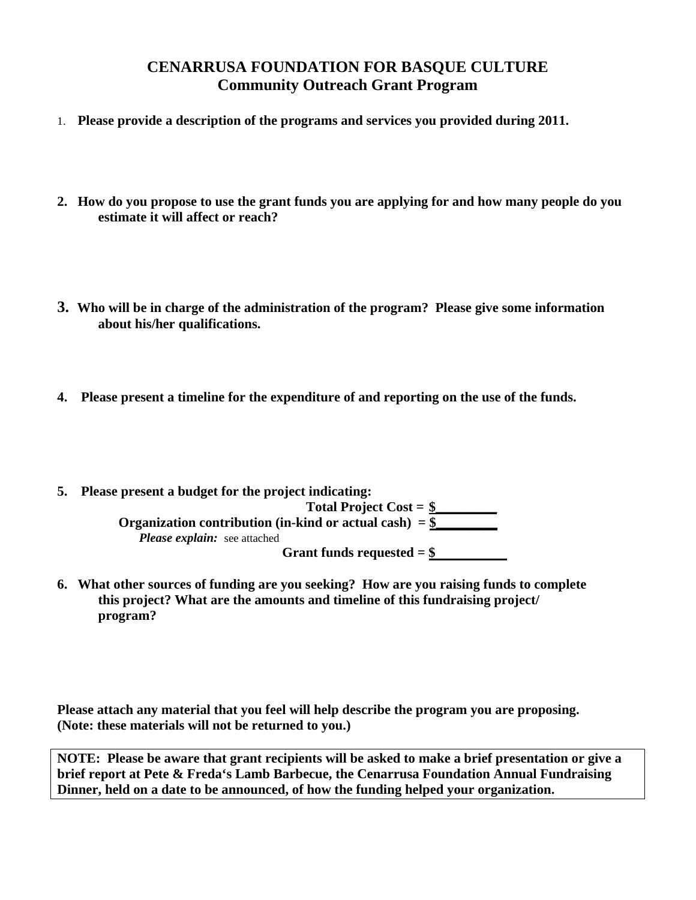# CENARRUSA FOUNDATION FOR BASQUE CULTURE
## Community Outreach Grant Program

1. **Please provide a description of the programs and services you provided during 2011.**

2. **How do you propose to use the grant funds you are applying for and how many people do you estimate it will affect or reach?**

3. **Who will be in charge of the administration of the program? Please give some information about his/her qualifications.**

4. **Please present a timeline for the expenditure of and reporting on the use of the funds.**

5. **Please present a budget for the project indicating:**

   **Total Project Cost = $\_\_\_\_\_\_\_\_\_**

   **Organization contribution (in-kind or actual cash) = $\_\_\_\_\_\_\_\_\_**

   ***Please explain:*** see attached

   **Grant funds requested = $\_\_\_\_\_\_\_\_\_\_\_**

6. **What other sources of funding are you seeking? How are you raising funds to complete this project? What are the amounts and timeline of this fundraising project/ program?**

**Please attach any material that you feel will help describe the program you are proposing. (Note: these materials will not be returned to you.)**

**NOTE: Please be aware that grant recipients will be asked to make a brief presentation or give a brief report at Pete & Freda's Lamb Barbecue, the Cenarrusa Foundation Annual Fundraising Dinner, held on a date to be announced, of how the funding helped your organization.**